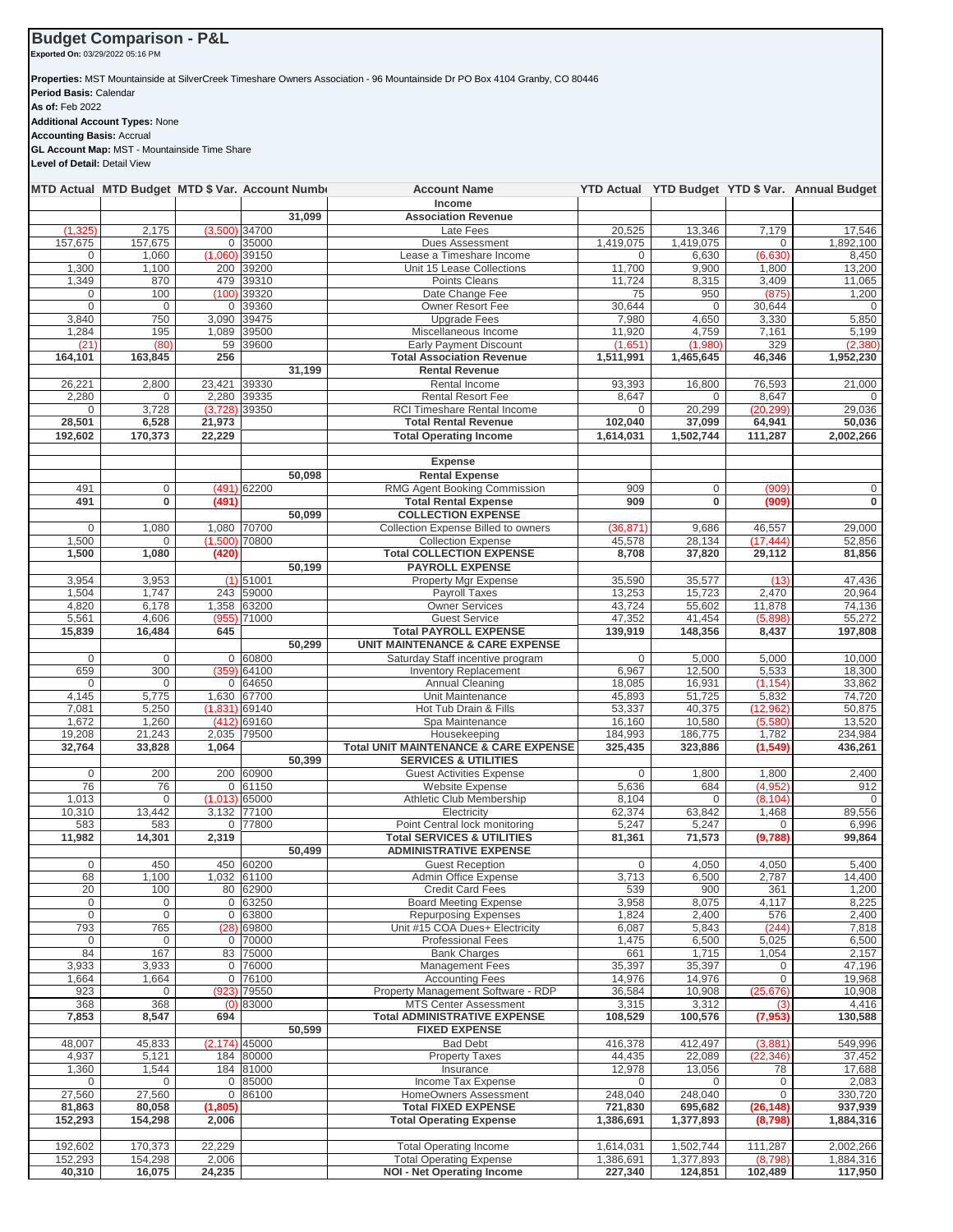## Budget Comparison - P&L

**Exported On:** 03/29/2022 05:16 PM

**Properties:** MST Mountainside at SilverCreek Timeshare Owners Association - 96 Mountainside Dr PO Box 4104 Granby, CO 80446
**Period Basis:** Calendar
**As of:** Feb 2022
**Additional Account Types:** None
**Accounting Basis:** Accrual
**GL Account Map:** MST - Mountainside Time Share
**Level of Detail:** Detail View

| MTD Actual | MTD Budget | MTD $ Var. | Account Numb | Account Name | YTD Actual | YTD Budget | YTD $ Var. | Annual Budget |
|---|---|---|---|---|---|---|---|---|
| | | | | **Income** | | | | |
| | | | 31,099 | **Association Revenue** | | | | |
| (1,325) | 2,175 | (3,500) | 34700 | Late Fees | 20,525 | 13,346 | 7,179 | 17,546 |
| 157,675 | 157,675 | 0 | 35000 | Dues Assessment | 1,419,075 | 1,419,075 | 0 | 1,892,100 |
| 0 | 1,060 | (1,060) | 39150 | Lease a Timeshare Income | 0 | 6,630 | (6,630) | 8,450 |
| 1,300 | 1,100 | 200 | 39200 | Unit 15 Lease Collections | 11,700 | 9,900 | 1,800 | 13,200 |
| 1,349 | 870 | 479 | 39310 | Points Cleans | 11,724 | 8,315 | 3,409 | 11,065 |
| 0 | 100 | (100) | 39320 | Date Change Fee | 75 | 950 | (875) | 1,200 |
| 0 | 0 | 0 | 39360 | Owner Resort Fee | 30,644 | 0 | 30,644 | 0 |
| 3,840 | 750 | 3,090 | 39475 | Upgrade Fees | 7,980 | 4,650 | 3,330 | 5,850 |
| 1,284 | 195 | 1,089 | 39500 | Miscellaneous Income | 11,920 | 4,759 | 7,161 | 5,199 |
| (21) | (80) | 59 | 39600 | Early Payment Discount | (1,651) | (1,980) | 329 | (2,380) |
| **164,101** | **163,845** | **256** | | **Total Association Revenue** | **1,511,991** | **1,465,645** | **46,346** | **1,952,230** |
| | | | 31,199 | **Rental Revenue** | | | | |
| 26,221 | 2,800 | 23,421 | 39330 | Rental Income | 93,393 | 16,800 | 76,593 | 21,000 |
| 2,280 | 0 | 2,280 | 39335 | Rental Resort Fee | 8,647 | 0 | 8,647 | 0 |
| 0 | 3,728 | (3,728) | 39350 | RCI Timeshare Rental Income | 0 | 20,299 | (20,299) | 29,036 |
| **28,501** | **6,528** | **21,973** | | **Total Rental Revenue** | **102,040** | **37,099** | **64,941** | **50,036** |
| **192,602** | **170,373** | **22,229** | | **Total Operating Income** | **1,614,031** | **1,502,744** | **111,287** | **2,002,266** |
| | | | | | | | | |
| | | | | **Expense** | | | | |
| | | | 50,098 | **Rental Expense** | | | | |
| 491 | 0 | (491) | 62200 | RMG Agent Booking Commission | 909 | 0 | (909) | 0 |
| **491** | **0** | **(491)** | | **Total Rental Expense** | **909** | **0** | **(909)** | **0** |
| | | | 50,099 | **COLLECTION EXPENSE** | | | | |
| 0 | 1,080 | 1,080 | 70700 | Collection Expense Billed to owners | (36,871) | 9,686 | 46,557 | 29,000 |
| 1,500 | 0 | (1,500) | 70800 | Collection Expense | 45,578 | 28,134 | (17,444) | 52,856 |
| **1,500** | **1,080** | **(420)** | | **Total COLLECTION EXPENSE** | **8,708** | **37,820** | **29,112** | **81,856** |
| | | | 50,199 | **PAYROLL EXPENSE** | | | | |
| 3,954 | 3,953 | (1) | 51001 | Property Mgr Expense | 35,590 | 35,577 | (13) | 47,436 |
| 1,504 | 1,747 | 243 | 59000 | Payroll Taxes | 13,253 | 15,723 | 2,470 | 20,964 |
| 4,820 | 6,178 | 1,358 | 63200 | Owner Services | 43,724 | 55,602 | 11,878 | 74,136 |
| 5,561 | 4,606 | (955) | 71000 | Guest Service | 47,352 | 41,454 | (5,898) | 55,272 |
| **15,839** | **16,484** | **645** | | **Total PAYROLL EXPENSE** | **139,919** | **148,356** | **8,437** | **197,808** |
| | | | 50,299 | **UNIT MAINTENANCE & CARE EXPENSE** | | | | |
| 0 | 0 | 0 | 60800 | Saturday Staff incentive program | 0 | 5,000 | 5,000 | 10,000 |
| 659 | 300 | (359) | 64100 | Inventory Replacement | 6,967 | 12,500 | 5,533 | 18,300 |
| 0 | 0 | 0 | 64650 | Annual Cleaning | 18,085 | 16,931 | (1,154) | 33,862 |
| 4,145 | 5,775 | 1,630 | 67700 | Unit Maintenance | 45,893 | 51,725 | 5,832 | 74,720 |
| 7,081 | 5,250 | (1,831) | 69140 | Hot Tub Drain & Fills | 53,337 | 40,375 | (12,962) | 50,875 |
| 1,672 | 1,260 | (412) | 69160 | Spa Maintenance | 16,160 | 10,580 | (5,580) | 13,520 |
| 19,208 | 21,243 | 2,035 | 79500 | Housekeeping | 184,993 | 186,775 | 1,782 | 234,984 |
| **32,764** | **33,828** | **1,064** | | **Total UNIT MAINTENANCE & CARE EXPENSE** | **325,435** | **323,886** | **(1,549)** | **436,261** |
| | | | 50,399 | **SERVICES & UTILITIES** | | | | |
| 0 | 200 | 200 | 60900 | Guest Activities Expense | 0 | 1,800 | 1,800 | 2,400 |
| 76 | 76 | 0 | 61150 | Website Expense | 5,636 | 684 | (4,952) | 912 |
| 1,013 | 0 | (1,013) | 65000 | Athletic Club Membership | 8,104 | 0 | (8,104) | 0 |
| 10,310 | 13,442 | 3,132 | 77100 | Electricity | 62,374 | 63,842 | 1,468 | 89,556 |
| 583 | 583 | 0 | 77800 | Point Central lock monitoring | 5,247 | 5,247 | 0 | 6,996 |
| **11,982** | **14,301** | **2,319** | | **Total SERVICES & UTILITIES** | **81,361** | **71,573** | **(9,788)** | **99,864** |
| | | | 50,499 | **ADMINISTRATIVE EXPENSE** | | | | |
| 0 | 450 | 450 | 60200 | Guest Reception | 0 | 4,050 | 4,050 | 5,400 |
| 68 | 1,100 | 1,032 | 61100 | Admin Office Expense | 3,713 | 6,500 | 2,787 | 14,400 |
| 20 | 100 | 80 | 62900 | Credit Card Fees | 539 | 900 | 361 | 1,200 |
| 0 | 0 | 0 | 63250 | Board Meeting Expense | 3,958 | 8,075 | 4,117 | 8,225 |
| 0 | 0 | 0 | 63800 | Repurposing Expenses | 1,824 | 2,400 | 576 | 2,400 |
| 793 | 765 | (28) | 69800 | Unit #15 COA Dues+ Electricity | 6,087 | 5,843 | (244) | 7,818 |
| 0 | 0 | 0 | 70000 | Professional Fees | 1,475 | 6,500 | 5,025 | 6,500 |
| 84 | 167 | 83 | 75000 | Bank Charges | 661 | 1,715 | 1,054 | 2,157 |
| 3,933 | 3,933 | 0 | 76000 | Management Fees | 35,397 | 35,397 | 0 | 47,196 |
| 1,664 | 1,664 | 0 | 76100 | Accounting Fees | 14,976 | 14,976 | 0 | 19,968 |
| 923 | 0 | (923) | 79550 | Property Management Software - RDP | 36,584 | 10,908 | (25,676) | 10,908 |
| 368 | 368 | (0) | 83000 | MTS Center Assessment | 3,315 | 3,312 | (3) | 4,416 |
| **7,853** | **8,547** | **694** | | **Total ADMINISTRATIVE EXPENSE** | **108,529** | **100,576** | **(7,953)** | **130,588** |
| | | | 50,599 | **FIXED EXPENSE** | | | | |
| 48,007 | 45,833 | (2,174) | 45000 | Bad Debt | 416,378 | 412,497 | (3,881) | 549,996 |
| 4,937 | 5,121 | 184 | 80000 | Property Taxes | 44,435 | 22,089 | (22,346) | 37,452 |
| 1,360 | 1,544 | 184 | 81000 | Insurance | 12,978 | 13,056 | 78 | 17,688 |
| 0 | 0 | 0 | 85000 | Income Tax Expense | 0 | 0 | 0 | 2,083 |
| 27,560 | 27,560 | 0 | 86100 | HomeOwners Assessment | 248,040 | 248,040 | 0 | 330,720 |
| **81,863** | **80,058** | **(1,805)** | | **Total FIXED EXPENSE** | **721,830** | **695,682** | **(26,148)** | **937,939** |
| **152,293** | **154,298** | **2,006** | | **Total Operating Expense** | **1,386,691** | **1,377,893** | **(8,798)** | **1,884,316** |
| | | | | | | | | |
| 192,602 | 170,373 | 22,229 | | Total Operating Income | 1,614,031 | 1,502,744 | 111,287 | 2,002,266 |
| 152,293 | 154,298 | 2,006 | | Total Operating Expense | 1,386,691 | 1,377,893 | (8,798) | 1,884,316 |
| **40,310** | **16,075** | **24,235** | | **NOI - Net Operating Income** | **227,340** | **124,851** | **102,489** | **117,950** |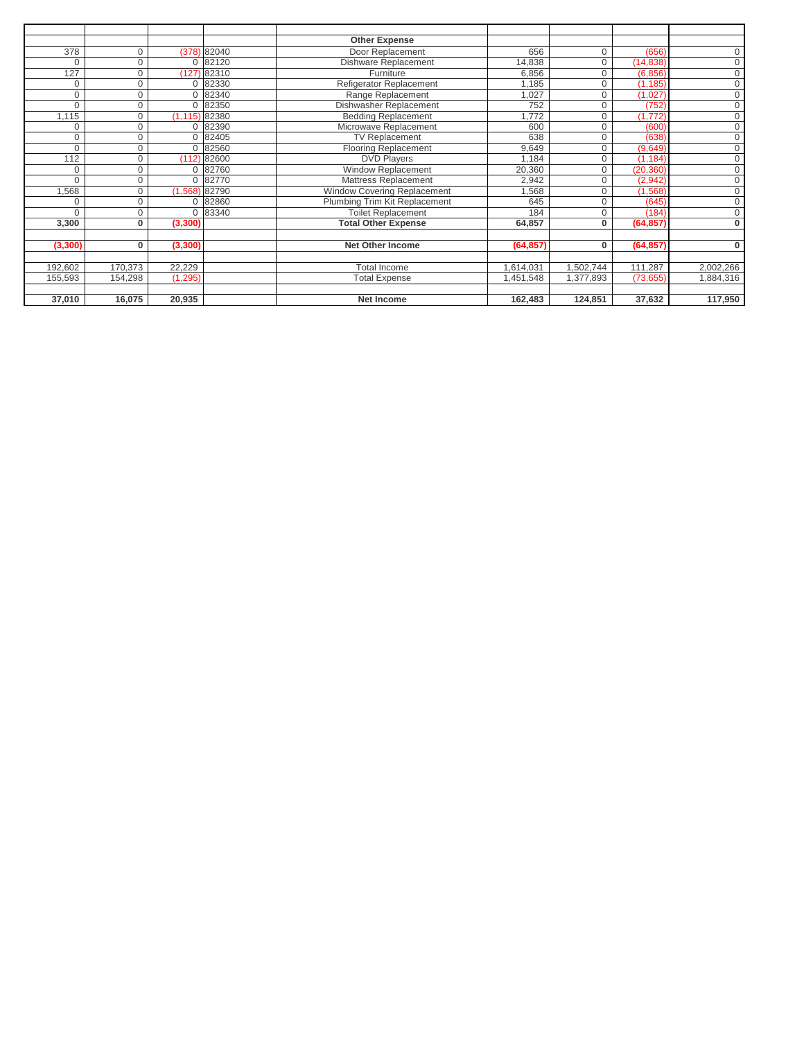| | | | | | | | | |
|---|---|---|---|---|---|---|---|---|
| | | | | **Other Expense** | | | | |
| 378 | 0 | (378) | 82040 | Door Replacement | 656 | 0 | (656) | 0 |
| 0 | 0 | 0 | 82120 | Dishware Replacement | 14,838 | 0 | (14,838) | 0 |
| 127 | 0 | (127) | 82310 | Furniture | 6,856 | 0 | (6,856) | 0 |
| 0 | 0 | 0 | 82330 | Refigerator Replacement | 1,185 | 0 | (1,185) | 0 |
| 0 | 0 | 0 | 82340 | Range Replacement | 1,027 | 0 | (1,027) | 0 |
| 0 | 0 | 0 | 82350 | Dishwasher Replacement | 752 | 0 | (752) | 0 |
| 1,115 | 0 | (1,115) | 82380 | Bedding Replacement | 1,772 | 0 | (1,772) | 0 |
| 0 | 0 | 0 | 82390 | Microwave Replacement | 600 | 0 | (600) | 0 |
| 0 | 0 | 0 | 82405 | TV Replacement | 638 | 0 | (638) | 0 |
| 0 | 0 | 0 | 82560 | Flooring Replacement | 9,649 | 0 | (9,649) | 0 |
| 112 | 0 | (112) | 82600 | DVD Players | 1,184 | 0 | (1,184) | 0 |
| 0 | 0 | 0 | 82760 | Window Replacement | 20,360 | 0 | (20,360) | 0 |
| 0 | 0 | 0 | 82770 | Mattress Replacement | 2,942 | 0 | (2,942) | 0 |
| 1,568 | 0 | (1,568) | 82790 | Window Covering Replacement | 1,568 | 0 | (1,568) | 0 |
| 0 | 0 | 0 | 82860 | Plumbing Trim Kit Replacement | 645 | 0 | (645) | 0 |
| 0 | 0 | 0 | 83340 | Toilet Replacement | 184 | 0 | (184) | 0 |
| **3,300** | **0** | **(3,300)** | | **Total Other Expense** | **64,857** | **0** | **(64,857)** | **0** |
| | | | | | | | | |
| **(3,300)** | **0** | **(3,300)** | | **Net Other Income** | **(64,857)** | **0** | **(64,857)** | **0** |
| | | | | | | | | |
| 192,602 | 170,373 | 22,229 | | Total Income | 1,614,031 | 1,502,744 | 111,287 | 2,002,266 |
| 155,593 | 154,298 | (1,295) | | Total Expense | 1,451,548 | 1,377,893 | (73,655) | 1,884,316 |
| | | | | | | | | |
| **37,010** | **16,075** | **20,935** | | **Net Income** | **162,483** | **124,851** | **37,632** | **117,950** |